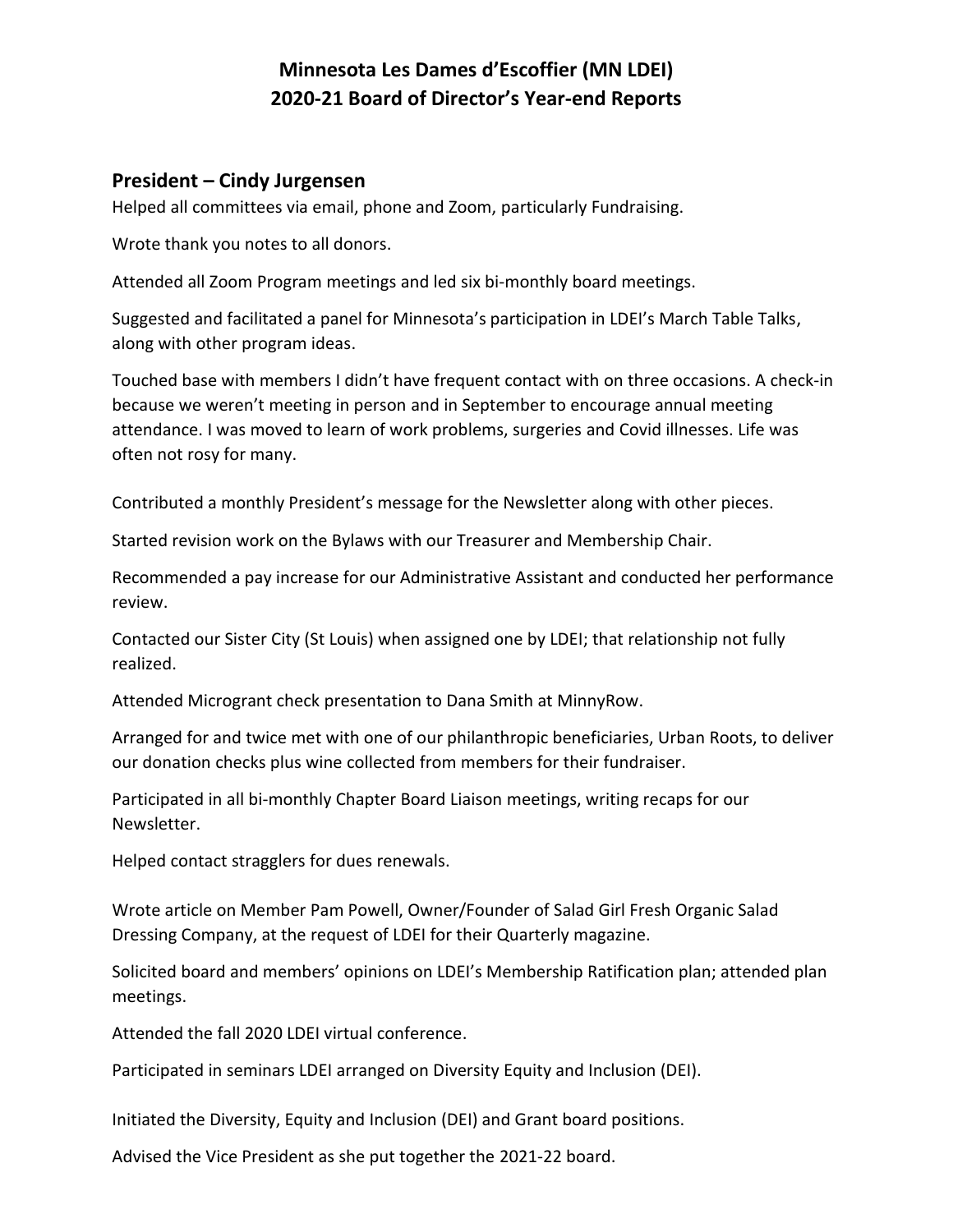# Minnesota Les Dames d'Escoffier (MN LDEI)
# 2020-21 Board of Director's Year-end Reports

## President – Cindy Jurgensen

Helped all committees via email, phone and Zoom, particularly Fundraising.

Wrote thank you notes to all donors.

Attended all Zoom Program meetings and led six bi-monthly board meetings.

Suggested and facilitated a panel for Minnesota's participation in LDEI's March Table Talks, along with other program ideas.

Touched base with members I didn't have frequent contact with on three occasions. A check-in because we weren't meeting in person and in September to encourage annual meeting attendance. I was moved to learn of work problems, surgeries and Covid illnesses. Life was often not rosy for many.

Contributed a monthly President's message for the Newsletter along with other pieces.

Started revision work on the Bylaws with our Treasurer and Membership Chair.

Recommended a pay increase for our Administrative Assistant and conducted her performance review.

Contacted our Sister City (St Louis) when assigned one by LDEI; that relationship not fully realized.

Attended Microgrant check presentation to Dana Smith at MinnyRow.

Arranged for and twice met with one of our philanthropic beneficiaries, Urban Roots, to deliver our donation checks plus wine collected from members for their fundraiser.

Participated in all bi-monthly Chapter Board Liaison meetings, writing recaps for our Newsletter.

Helped contact stragglers for dues renewals.

Wrote article on Member Pam Powell, Owner/Founder of Salad Girl Fresh Organic Salad Dressing Company, at the request of LDEI for their Quarterly magazine.

Solicited board and members' opinions on LDEI's Membership Ratification plan; attended plan meetings.

Attended the fall 2020 LDEI virtual conference.

Participated in seminars LDEI arranged on Diversity Equity and Inclusion (DEI).

Initiated the Diversity, Equity and Inclusion (DEI) and Grant board positions.

Advised the Vice President as she put together the 2021-22 board.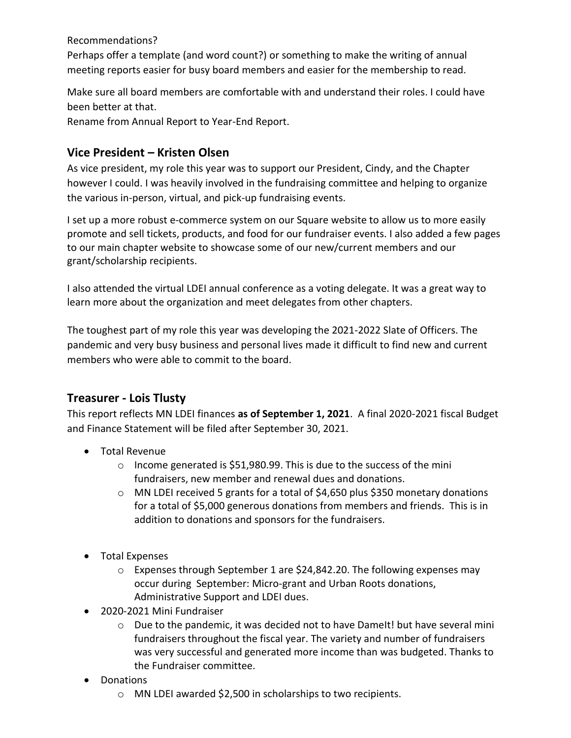Recommendations?
Perhaps offer a template (and word count?) or something to make the writing of annual meeting reports easier for busy board members and easier for the membership to read.

Make sure all board members are comfortable with and understand their roles. I could have been better at that.
Rename from Annual Report to Year-End Report.

## Vice President – Kristen Olsen

As vice president, my role this year was to support our President, Cindy, and the Chapter however I could. I was heavily involved in the fundraising committee and helping to organize the various in-person, virtual, and pick-up fundraising events.

I set up a more robust e-commerce system on our Square website to allow us to more easily promote and sell tickets, products, and food for our fundraiser events. I also added a few pages to our main chapter website to showcase some of our new/current members and our grant/scholarship recipients.

I also attended the virtual LDEI annual conference as a voting delegate. It was a great way to learn more about the organization and meet delegates from other chapters.

The toughest part of my role this year was developing the 2021-2022 Slate of Officers. The pandemic and very busy business and personal lives made it difficult to find new and current members who were able to commit to the board.

## Treasurer - Lois Tlusty

This report reflects MN LDEI finances **as of September 1, 2021**. A final 2020-2021 fiscal Budget and Finance Statement will be filed after September 30, 2021.

- Total Revenue
  - Income generated is $51,980.99. This is due to the success of the mini fundraisers, new member and renewal dues and donations.
  - MN LDEI received 5 grants for a total of $4,650 plus $350 monetary donations for a total of $5,000 generous donations from members and friends. This is in addition to donations and sponsors for the fundraisers.
- Total Expenses
  - Expenses through September 1 are $24,842.20. The following expenses may occur during September: Micro-grant and Urban Roots donations, Administrative Support and LDEI dues.
- 2020-2021 Mini Fundraiser
  - Due to the pandemic, it was decided not to have DameIt! but have several mini fundraisers throughout the fiscal year. The variety and number of fundraisers was very successful and generated more income than was budgeted. Thanks to the Fundraiser committee.
- Donations
  - MN LDEI awarded $2,500 in scholarships to two recipients.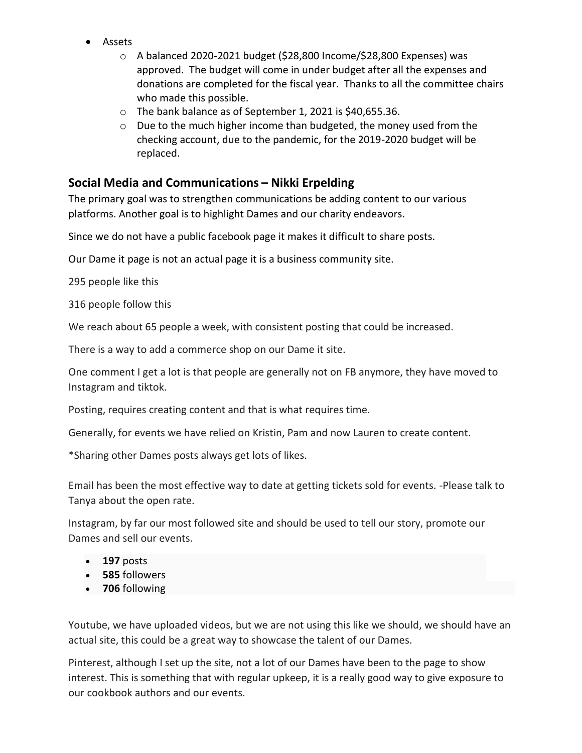- Assets
  - A balanced 2020-2021 budget ($28,800 Income/$28,800 Expenses) was approved. The budget will come in under budget after all the expenses and donations are completed for the fiscal year. Thanks to all the committee chairs who made this possible.
  - The bank balance as of September 1, 2021 is $40,655.36.
  - Due to the much higher income than budgeted, the money used from the checking account, due to the pandemic, for the 2019-2020 budget will be replaced.

## Social Media and Communications – Nikki Erpelding

The primary goal was to strengthen communications be adding content to our various platforms. Another goal is to highlight Dames and our charity endeavors.

Since we do not have a public facebook page it makes it difficult to share posts.

Our Dame it page is not an actual page it is a business community site.

295 people like this

316 people follow this

We reach about 65 people a week, with consistent posting that could be increased.

There is a way to add a commerce shop on our Dame it site.

One comment I get a lot is that people are generally not on FB anymore, they have moved to Instagram and tiktok.

Posting, requires creating content and that is what requires time.

Generally, for events we have relied on Kristin, Pam and now Lauren to create content.

*Sharing other Dames posts always get lots of likes.

Email has been the most effective way to date at getting tickets sold for events. -Please talk to Tanya about the open rate.

Instagram, by far our most followed site and should be used to tell our story, promote our Dames and sell our events.

- **197** posts
- **585** followers
- **706** following

Youtube, we have uploaded videos, but we are not using this like we should, we should have an actual site, this could be a great way to showcase the talent of our Dames.

Pinterest, although I set up the site, not a lot of our Dames have been to the page to show interest. This is something that with regular upkeep, it is a really good way to give exposure to our cookbook authors and our events.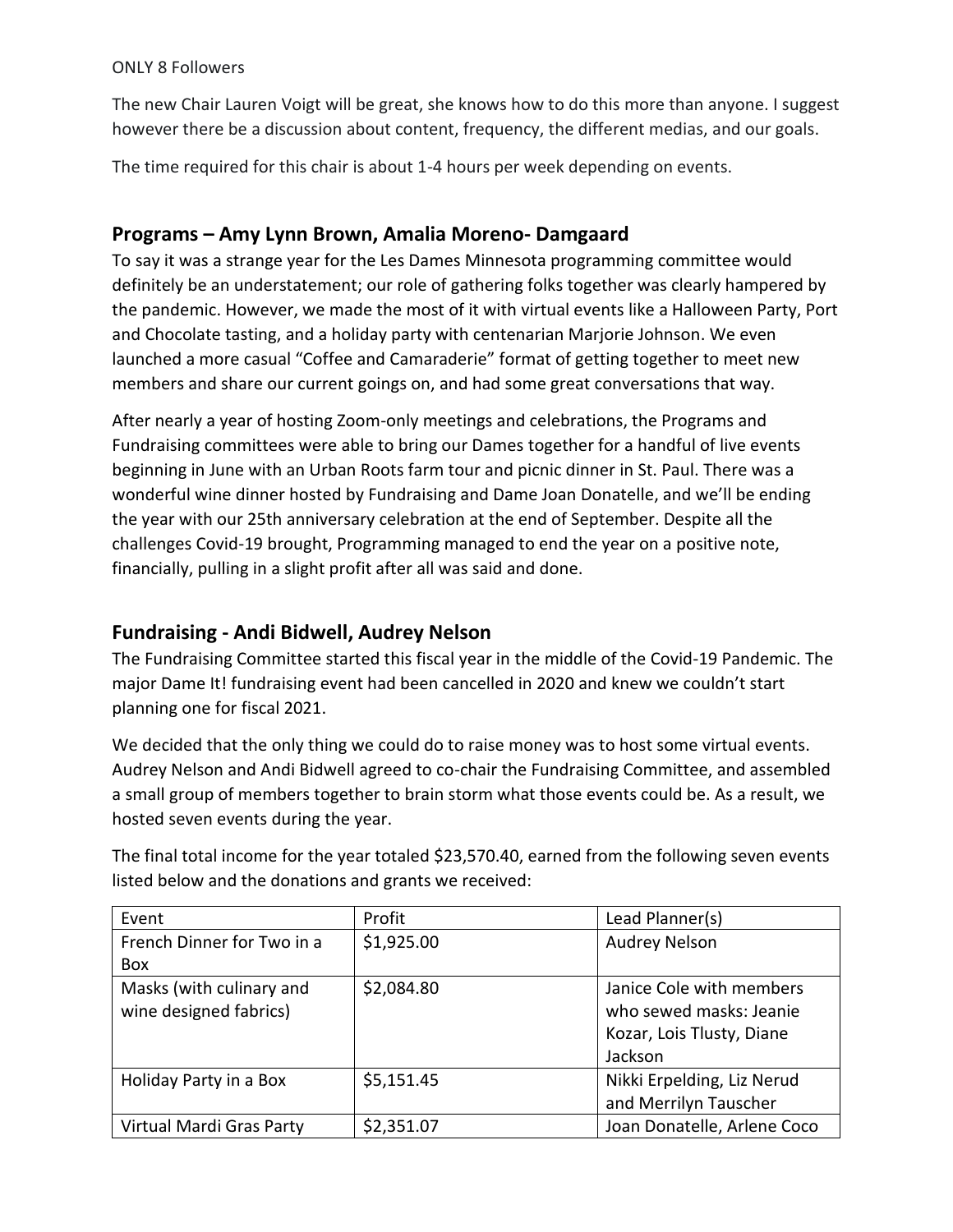ONLY 8 Followers

The new Chair Lauren Voigt will be great, she knows how to do this more than anyone. I suggest however there be a discussion about content, frequency, the different medias, and our goals.

The time required for this chair is about 1-4 hours per week depending on events.

## Programs – Amy Lynn Brown, Amalia Moreno- Damgaard

To say it was a strange year for the Les Dames Minnesota programming committee would definitely be an understatement; our role of gathering folks together was clearly hampered by the pandemic. However, we made the most of it with virtual events like a Halloween Party, Port and Chocolate tasting, and a holiday party with centenarian Marjorie Johnson. We even launched a more casual "Coffee and Camaraderie" format of getting together to meet new members and share our current goings on, and had some great conversations that way.

After nearly a year of hosting Zoom-only meetings and celebrations, the Programs and Fundraising committees were able to bring our Dames together for a handful of live events beginning in June with an Urban Roots farm tour and picnic dinner in St. Paul. There was a wonderful wine dinner hosted by Fundraising and Dame Joan Donatelle, and we'll be ending the year with our 25th anniversary celebration at the end of September. Despite all the challenges Covid-19 brought, Programming managed to end the year on a positive note, financially, pulling in a slight profit after all was said and done.

## Fundraising - Andi Bidwell, Audrey Nelson

The Fundraising Committee started this fiscal year in the middle of the Covid-19 Pandemic. The major Dame It! fundraising event had been cancelled in 2020 and knew we couldn't start planning one for fiscal 2021.

We decided that the only thing we could do to raise money was to host some virtual events. Audrey Nelson and Andi Bidwell agreed to co-chair the Fundraising Committee, and assembled a small group of members together to brain storm what those events could be. As a result, we hosted seven events during the year.

The final total income for the year totaled $23,570.40, earned from the following seven events listed below and the donations and grants we received:

| Event | Profit | Lead Planner(s) |
|---|---|---|
| French Dinner for Two in a Box | $1,925.00 | Audrey Nelson |
| Masks (with culinary and wine designed fabrics) | $2,084.80 | Janice Cole with members who sewed masks: Jeanie Kozar, Lois Tlusty, Diane Jackson |
| Holiday Party in a Box | $5,151.45 | Nikki Erpelding, Liz Nerud and Merrilyn Tauscher |
| Virtual Mardi Gras Party | $2,351.07 | Joan Donatelle, Arlene Coco |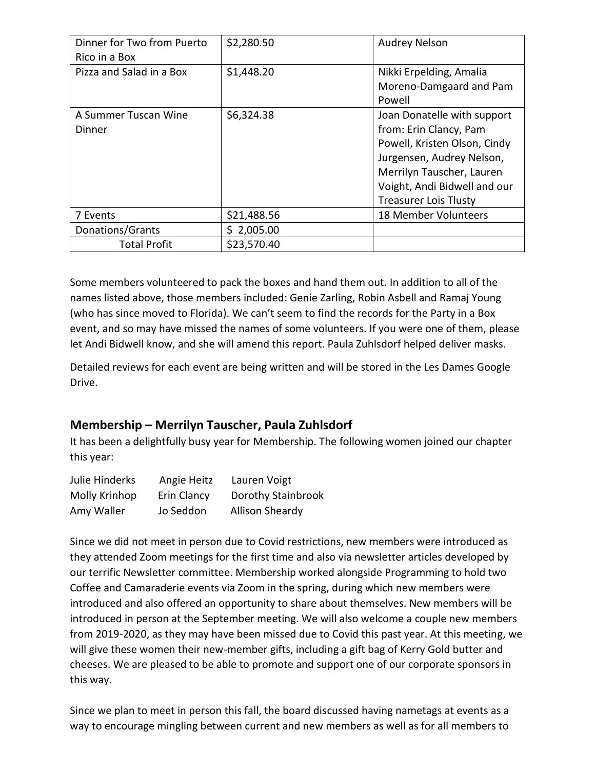| | | |
|---|---|---|
| Dinner for Two from Puerto Rico in a Box | $2,280.50 | Audrey Nelson |
| Pizza and Salad in a Box | $1,448.20 | Nikki Erpelding, Amalia Moreno-Damgaard and Pam Powell |
| A Summer Tuscan Wine Dinner | $6,324.38 | Joan Donatelle with support from: Erin Clancy, Pam Powell, Kristen Olson, Cindy Jurgensen, Audrey Nelson, Merrilyn Tauscher, Lauren Voight, Andi Bidwell and our Treasurer Lois Tlusty |
| 7 Events | $21,488.56 | 18 Member Volunteers |
| Donations/Grants | $ 2,005.00 | |
| Total Profit | $23,570.40 | |

Some members volunteered to pack the boxes and hand them out. In addition to all of the names listed above, those members included: Genie Zarling, Robin Asbell and Ramaj Young (who has since moved to Florida). We can't seem to find the records for the Party in a Box event, and so may have missed the names of some volunteers. If you were one of them, please let Andi Bidwell know, and she will amend this report. Paula Zuhlsdorf helped deliver masks.

Detailed reviews for each event are being written and will be stored in the Les Dames Google Drive.

## Membership – Merrilyn Tauscher, Paula Zuhlsdorf

It has been a delightfully busy year for Membership. The following women joined our chapter this year:

| | | |
|---|---|---|
| Julie Hinderks | Angie Heitz | Lauren Voigt |
| Molly Krinhop | Erin Clancy | Dorothy Stainbrook |
| Amy Waller | Jo Seddon | Allison Sheardy |

Since we did not meet in person due to Covid restrictions, new members were introduced as they attended Zoom meetings for the first time and also via newsletter articles developed by our terrific Newsletter committee. Membership worked alongside Programming to hold two Coffee and Camaraderie events via Zoom in the spring, during which new members were introduced and also offered an opportunity to share about themselves. New members will be introduced in person at the September meeting. We will also welcome a couple new members from 2019-2020, as they may have been missed due to Covid this past year. At this meeting, we will give these women their new-member gifts, including a gift bag of Kerry Gold butter and cheeses. We are pleased to be able to promote and support one of our corporate sponsors in this way.

Since we plan to meet in person this fall, the board discussed having nametags at events as a way to encourage mingling between current and new members as well as for all members to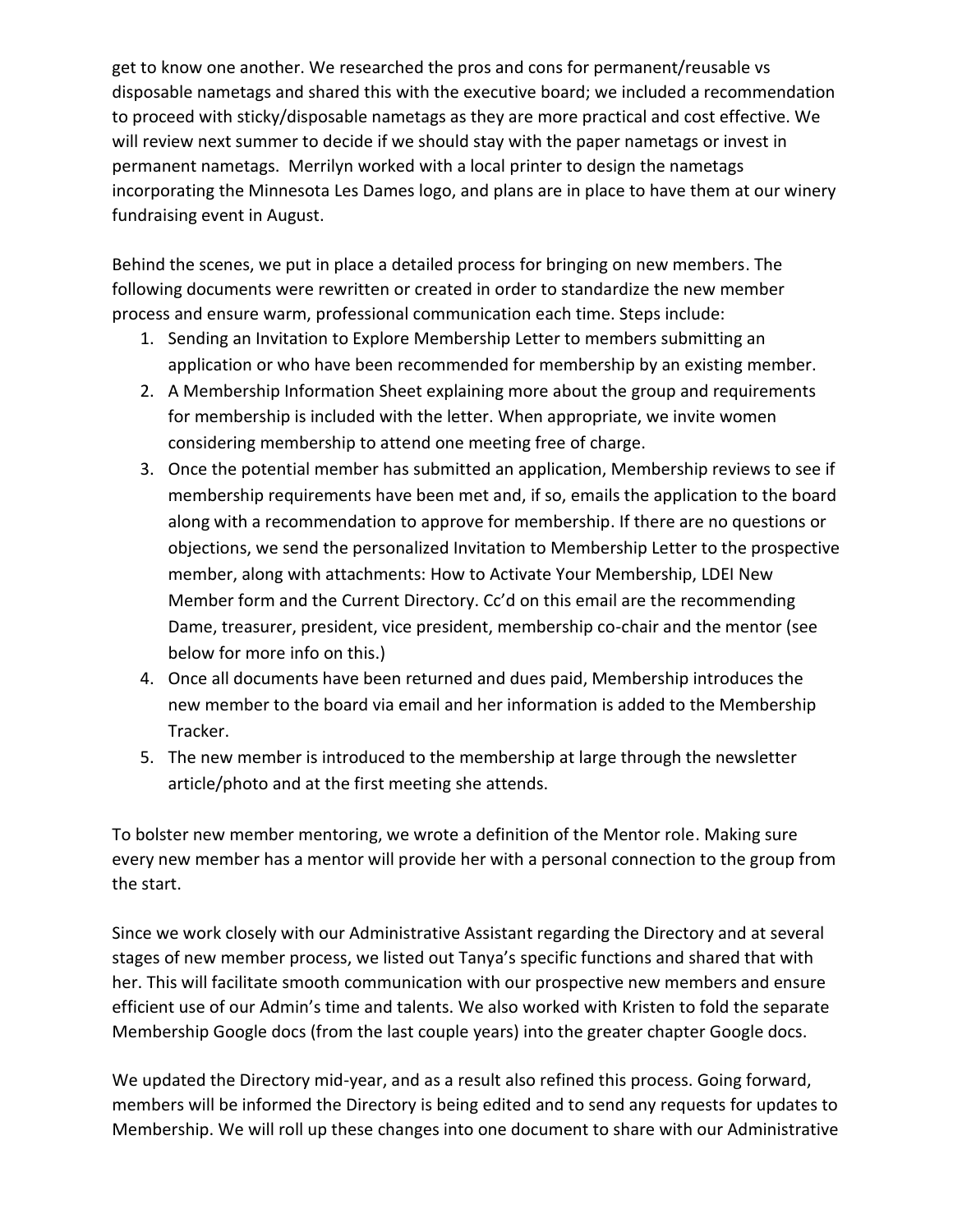get to know one another. We researched the pros and cons for permanent/reusable vs disposable nametags and shared this with the executive board; we included a recommendation to proceed with sticky/disposable nametags as they are more practical and cost effective. We will review next summer to decide if we should stay with the paper nametags or invest in permanent nametags. Merrilyn worked with a local printer to design the nametags incorporating the Minnesota Les Dames logo, and plans are in place to have them at our winery fundraising event in August.

Behind the scenes, we put in place a detailed process for bringing on new members. The following documents were rewritten or created in order to standardize the new member process and ensure warm, professional communication each time. Steps include:

1. Sending an Invitation to Explore Membership Letter to members submitting an application or who have been recommended for membership by an existing member.
2. A Membership Information Sheet explaining more about the group and requirements for membership is included with the letter. When appropriate, we invite women considering membership to attend one meeting free of charge.
3. Once the potential member has submitted an application, Membership reviews to see if membership requirements have been met and, if so, emails the application to the board along with a recommendation to approve for membership. If there are no questions or objections, we send the personalized Invitation to Membership Letter to the prospective member, along with attachments: How to Activate Your Membership, LDEI New Member form and the Current Directory. Cc'd on this email are the recommending Dame, treasurer, president, vice president, membership co-chair and the mentor (see below for more info on this.)
4. Once all documents have been returned and dues paid, Membership introduces the new member to the board via email and her information is added to the Membership Tracker.
5. The new member is introduced to the membership at large through the newsletter article/photo and at the first meeting she attends.

To bolster new member mentoring, we wrote a definition of the Mentor role. Making sure every new member has a mentor will provide her with a personal connection to the group from the start.

Since we work closely with our Administrative Assistant regarding the Directory and at several stages of new member process, we listed out Tanya's specific functions and shared that with her. This will facilitate smooth communication with our prospective new members and ensure efficient use of our Admin's time and talents. We also worked with Kristen to fold the separate Membership Google docs (from the last couple years) into the greater chapter Google docs.

We updated the Directory mid-year, and as a result also refined this process. Going forward, members will be informed the Directory is being edited and to send any requests for updates to Membership. We will roll up these changes into one document to share with our Administrative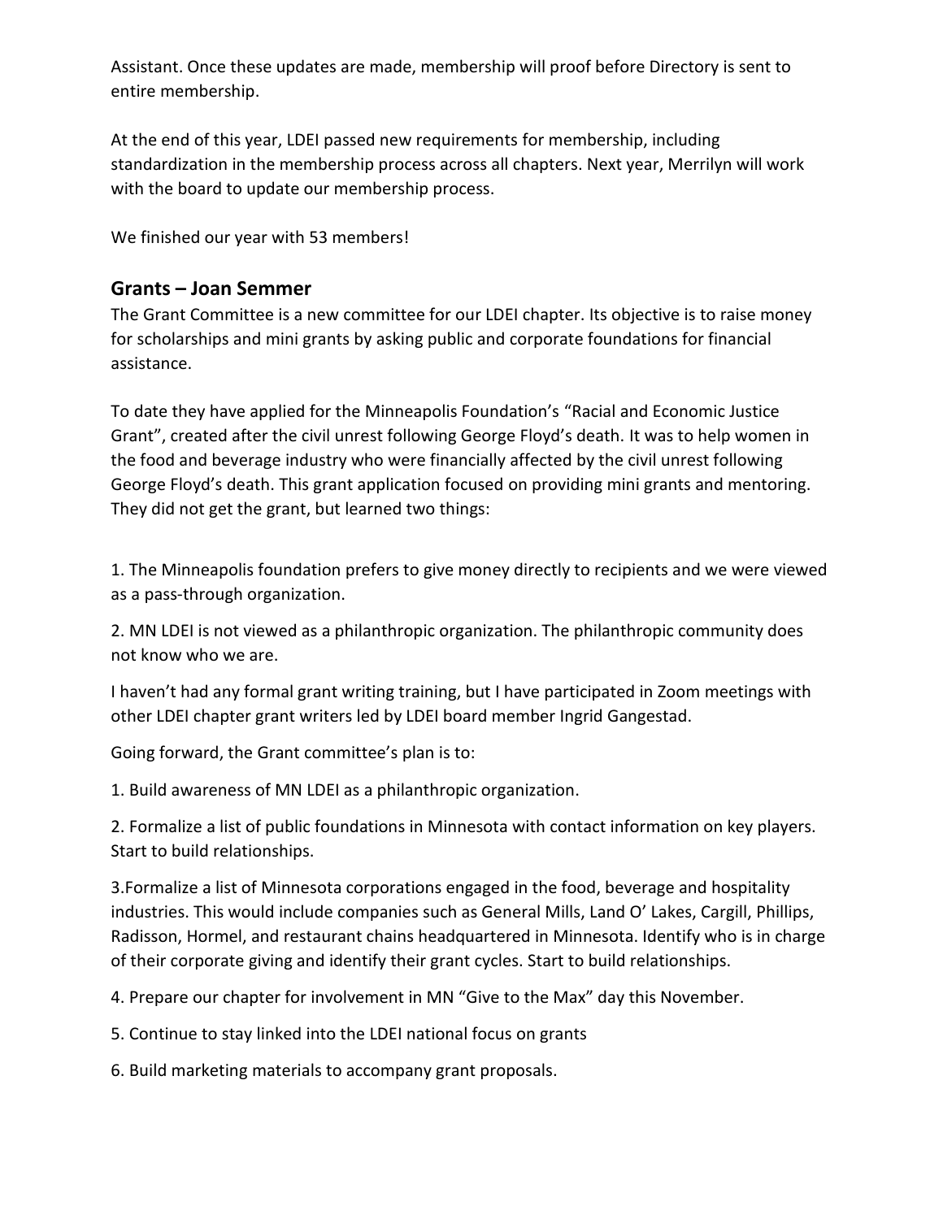Assistant. Once these updates are made, membership will proof before Directory is sent to entire membership.

At the end of this year, LDEI passed new requirements for membership, including standardization in the membership process across all chapters. Next year, Merrilyn will work with the board to update our membership process.

We finished our year with 53 members!

## Grants – Joan Semmer

The Grant Committee is a new committee for our LDEI chapter. Its objective is to raise money for scholarships and mini grants by asking public and corporate foundations for financial assistance.

To date they have applied for the Minneapolis Foundation's "Racial and Economic Justice Grant", created after the civil unrest following George Floyd's death. It was to help women in the food and beverage industry who were financially affected by the civil unrest following George Floyd's death. This grant application focused on providing mini grants and mentoring. They did not get the grant, but learned two things:

1. The Minneapolis foundation prefers to give money directly to recipients and we were viewed as a pass-through organization.

2. MN LDEI is not viewed as a philanthropic organization. The philanthropic community does not know who we are.

I haven't had any formal grant writing training, but I have participated in Zoom meetings with other LDEI chapter grant writers led by LDEI board member Ingrid Gangestad.

Going forward, the Grant committee's plan is to:

1. Build awareness of MN LDEI as a philanthropic organization.

2. Formalize a list of public foundations in Minnesota with contact information on key players. Start to build relationships.

3.Formalize a list of Minnesota corporations engaged in the food, beverage and hospitality industries. This would include companies such as General Mills, Land O' Lakes, Cargill, Phillips, Radisson, Hormel, and restaurant chains headquartered in Minnesota. Identify who is in charge of their corporate giving and identify their grant cycles. Start to build relationships.

4. Prepare our chapter for involvement in MN "Give to the Max" day this November.

5. Continue to stay linked into the LDEI national focus on grants

6. Build marketing materials to accompany grant proposals.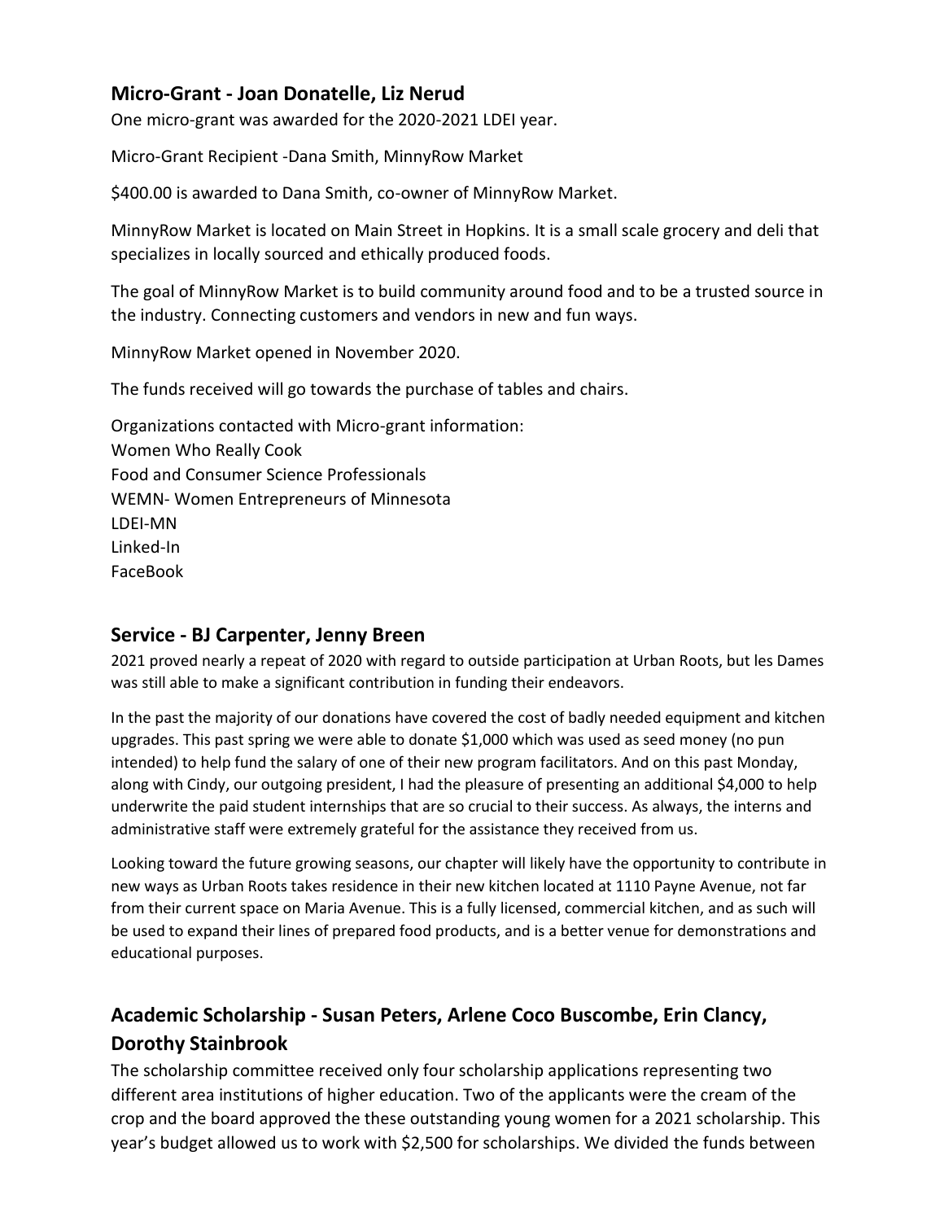## Micro-Grant - Joan Donatelle, Liz Nerud

One micro-grant was awarded for the 2020-2021 LDEI year.

Micro-Grant Recipient -Dana Smith, MinnyRow Market

$400.00 is awarded to Dana Smith, co-owner of MinnyRow Market.

MinnyRow Market is located on Main Street in Hopkins. It is a small scale grocery and deli that specializes in locally sourced and ethically produced foods.

The goal of MinnyRow Market is to build community around food and to be a trusted source in the industry. Connecting customers and vendors in new and fun ways.

MinnyRow Market opened in November 2020.

The funds received will go towards the purchase of tables and chairs.

Organizations contacted with Micro-grant information:
Women Who Really Cook
Food and Consumer Science Professionals
WEMN- Women Entrepreneurs of Minnesota
LDEI-MN
Linked-In
FaceBook

## Service - BJ Carpenter, Jenny Breen

2021 proved nearly a repeat of 2020 with regard to outside participation at Urban Roots, but les Dames was still able to make a significant contribution in funding their endeavors.

In the past the majority of our donations have covered the cost of badly needed equipment and kitchen upgrades. This past spring we were able to donate $1,000 which was used as seed money (no pun intended) to help fund the salary of one of their new program facilitators. And on this past Monday, along with Cindy, our outgoing president, I had the pleasure of presenting an additional $4,000 to help underwrite the paid student internships that are so crucial to their success. As always, the interns and administrative staff were extremely grateful for the assistance they received from us.

Looking toward the future growing seasons, our chapter will likely have the opportunity to contribute in new ways as Urban Roots takes residence in their new kitchen located at 1110 Payne Avenue, not far from their current space on Maria Avenue. This is a fully licensed, commercial kitchen, and as such will be used to expand their lines of prepared food products, and is a better venue for demonstrations and educational purposes.

## Academic Scholarship - Susan Peters, Arlene Coco Buscombe, Erin Clancy, Dorothy Stainbrook

The scholarship committee received only four scholarship applications representing two different area institutions of higher education. Two of the applicants were the cream of the crop and the board approved the these outstanding young women for a 2021 scholarship. This year's budget allowed us to work with $2,500 for scholarships. We divided the funds between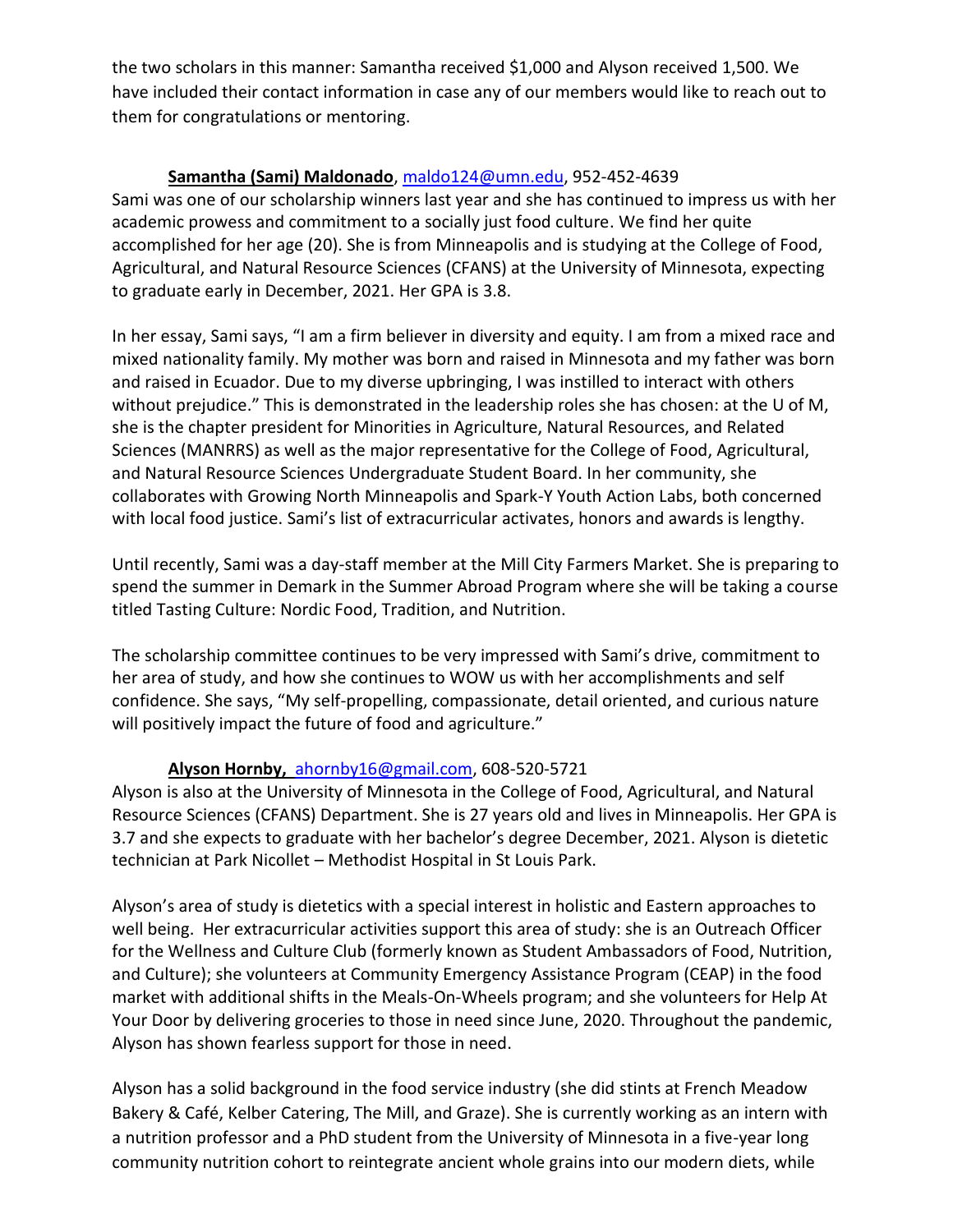the two scholars in this manner: Samantha received $1,000 and Alyson received 1,500. We have included their contact information in case any of our members would like to reach out to them for congratulations or mentoring.

**Samantha (Sami) Maldonado**, maldo124@umn.edu, 952-452-4639

Sami was one of our scholarship winners last year and she has continued to impress us with her academic prowess and commitment to a socially just food culture. We find her quite accomplished for her age (20). She is from Minneapolis and is studying at the College of Food, Agricultural, and Natural Resource Sciences (CFANS) at the University of Minnesota, expecting to graduate early in December, 2021. Her GPA is 3.8.

In her essay, Sami says, "I am a firm believer in diversity and equity. I am from a mixed race and mixed nationality family. My mother was born and raised in Minnesota and my father was born and raised in Ecuador. Due to my diverse upbringing, I was instilled to interact with others without prejudice." This is demonstrated in the leadership roles she has chosen: at the U of M, she is the chapter president for Minorities in Agriculture, Natural Resources, and Related Sciences (MANRRS) as well as the major representative for the College of Food, Agricultural, and Natural Resource Sciences Undergraduate Student Board. In her community, she collaborates with Growing North Minneapolis and Spark-Y Youth Action Labs, both concerned with local food justice. Sami's list of extracurricular activates, honors and awards is lengthy.

Until recently, Sami was a day-staff member at the Mill City Farmers Market. She is preparing to spend the summer in Demark in the Summer Abroad Program where she will be taking a course titled Tasting Culture: Nordic Food, Tradition, and Nutrition.

The scholarship committee continues to be very impressed with Sami's drive, commitment to her area of study, and how she continues to WOW us with her accomplishments and self confidence. She says, "My self-propelling, compassionate, detail oriented, and curious nature will positively impact the future of food and agriculture."

**Alyson Hornby,** ahornby16@gmail.com, 608-520-5721

Alyson is also at the University of Minnesota in the College of Food, Agricultural, and Natural Resource Sciences (CFANS) Department. She is 27 years old and lives in Minneapolis. Her GPA is 3.7 and she expects to graduate with her bachelor's degree December, 2021. Alyson is dietetic technician at Park Nicollet – Methodist Hospital in St Louis Park.

Alyson's area of study is dietetics with a special interest in holistic and Eastern approaches to well being. Her extracurricular activities support this area of study: she is an Outreach Officer for the Wellness and Culture Club (formerly known as Student Ambassadors of Food, Nutrition, and Culture); she volunteers at Community Emergency Assistance Program (CEAP) in the food market with additional shifts in the Meals-On-Wheels program; and she volunteers for Help At Your Door by delivering groceries to those in need since June, 2020. Throughout the pandemic, Alyson has shown fearless support for those in need.

Alyson has a solid background in the food service industry (she did stints at French Meadow Bakery & Café, Kelber Catering, The Mill, and Graze). She is currently working as an intern with a nutrition professor and a PhD student from the University of Minnesota in a five-year long community nutrition cohort to reintegrate ancient whole grains into our modern diets, while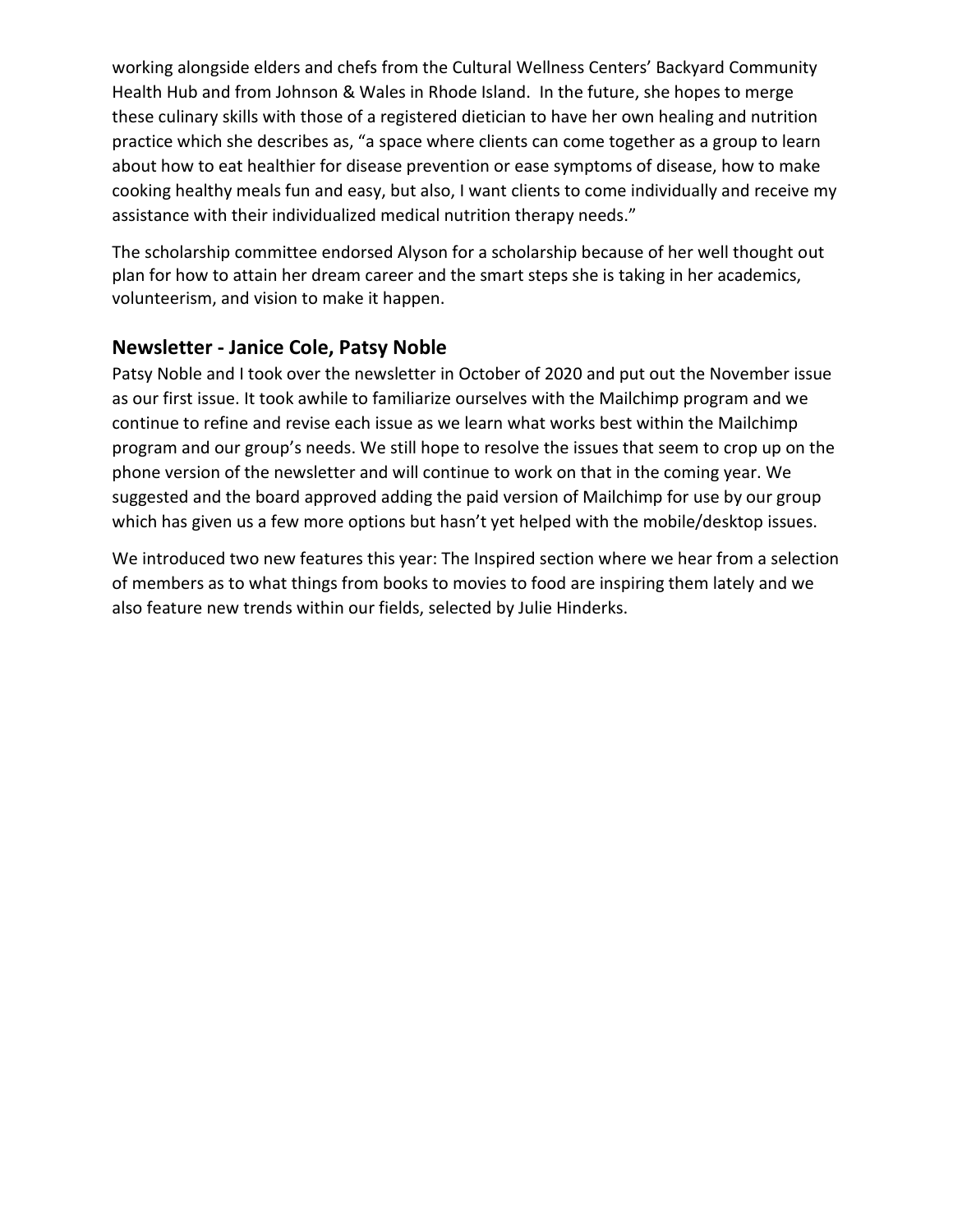working alongside elders and chefs from the Cultural Wellness Centers' Backyard Community Health Hub and from Johnson & Wales in Rhode Island. In the future, she hopes to merge these culinary skills with those of a registered dietician to have her own healing and nutrition practice which she describes as, "a space where clients can come together as a group to learn about how to eat healthier for disease prevention or ease symptoms of disease, how to make cooking healthy meals fun and easy, but also, I want clients to come individually and receive my assistance with their individualized medical nutrition therapy needs."

The scholarship committee endorsed Alyson for a scholarship because of her well thought out plan for how to attain her dream career and the smart steps she is taking in her academics, volunteerism, and vision to make it happen.

## Newsletter - Janice Cole, Patsy Noble

Patsy Noble and I took over the newsletter in October of 2020 and put out the November issue as our first issue. It took awhile to familiarize ourselves with the Mailchimp program and we continue to refine and revise each issue as we learn what works best within the Mailchimp program and our group's needs. We still hope to resolve the issues that seem to crop up on the phone version of the newsletter and will continue to work on that in the coming year. We suggested and the board approved adding the paid version of Mailchimp for use by our group which has given us a few more options but hasn't yet helped with the mobile/desktop issues.

We introduced two new features this year: The Inspired section where we hear from a selection of members as to what things from books to movies to food are inspiring them lately and we also feature new trends within our fields, selected by Julie Hinderks.